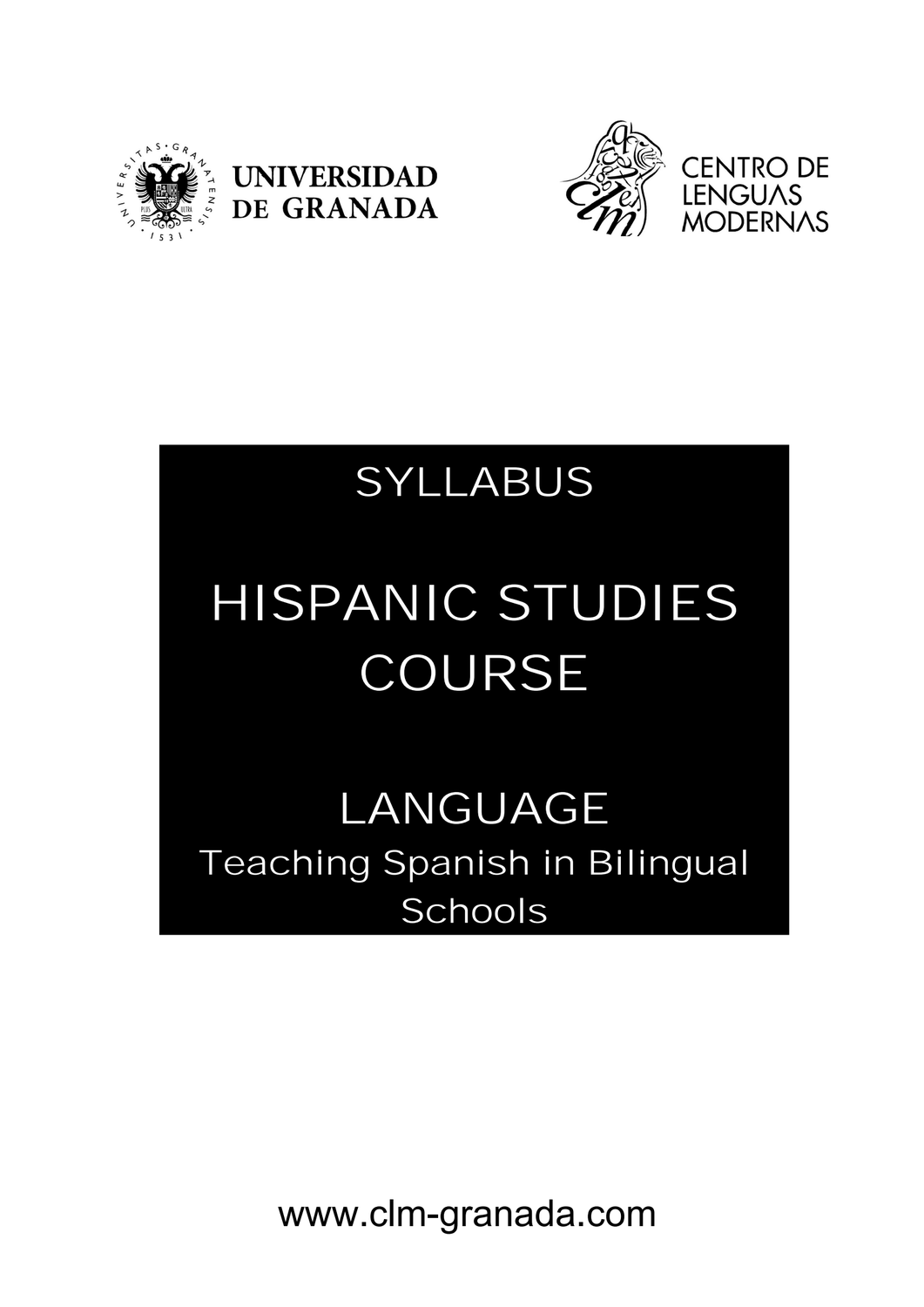UNIVERSIDAD DE GRANADA

CENTRO DE LENGUAS MODERNAS

# SYLLABUS

# HISPANIC STUDIES COURSE

## LANGUAGE

### Teaching Spanish in Bilingual Schools

www.clm-granada.com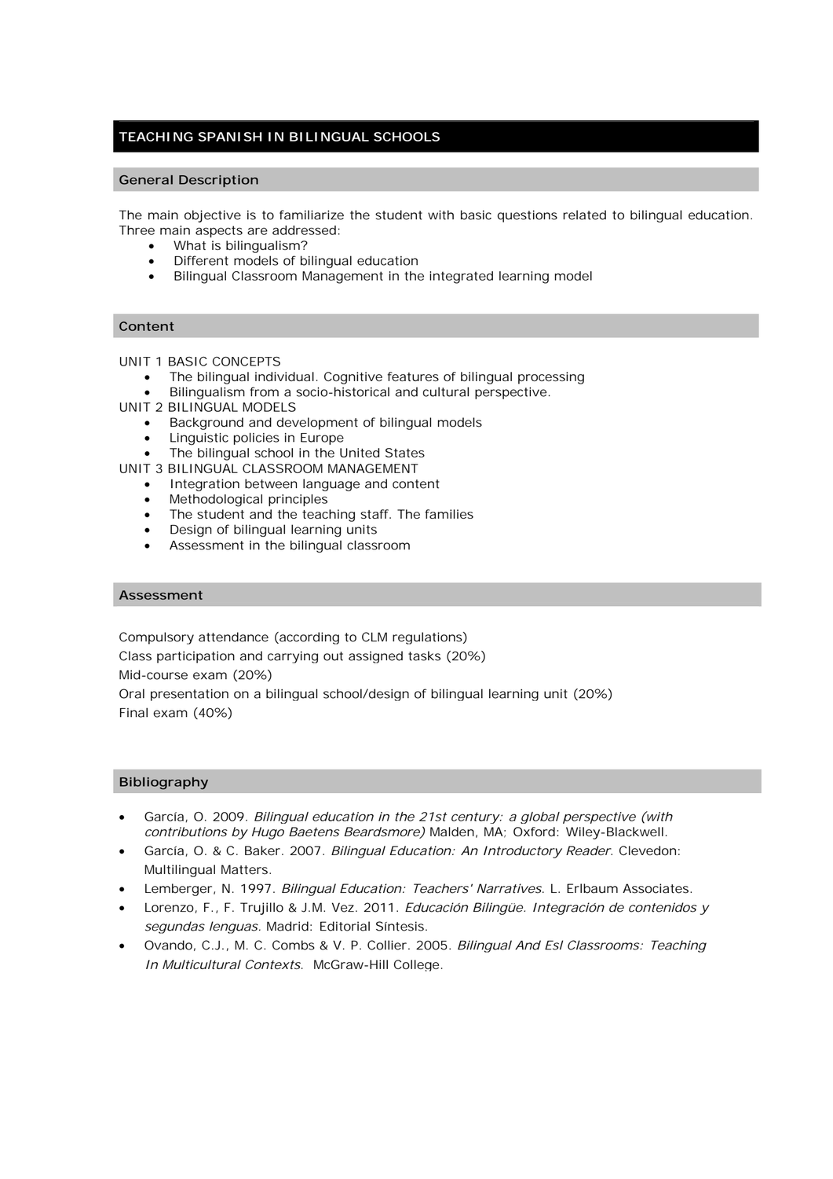# TEACHING SPANISH IN BILINGUAL SCHOOLS

## General Description

The main objective is to familiarize the student with basic questions related to bilingual education. Three main aspects are addressed:

- What is bilingualism?
- Different models of bilingual education
- Bilingual Classroom Management in the integrated learning model

## Content

UNIT 1 BASIC CONCEPTS

- The bilingual individual. Cognitive features of bilingual processing
- Bilingualism from a socio-historical and cultural perspective.

UNIT 2 BILINGUAL MODELS

- Background and development of bilingual models
- Linguistic policies in Europe
- The bilingual school in the United States

UNIT 3 BILINGUAL CLASSROOM MANAGEMENT

- Integration between language and content
- Methodological principles
- The student and the teaching staff. The families
- Design of bilingual learning units
- Assessment in the bilingual classroom

## Assessment

Compulsory attendance (according to CLM regulations)

Class participation and carrying out assigned tasks (20%)

Mid-course exam (20%)

Oral presentation on a bilingual school/design of bilingual learning unit (20%)

Final exam (40%)

## Bibliography

- García, O. 2009. *Bilingual education in the 21st century: a global perspective (with contributions by Hugo Baetens Beardsmore)* Malden, MA; Oxford: Wiley-Blackwell.
- García, O. & C. Baker. 2007. *Bilingual Education: An Introductory Reader*. Clevedon: Multilingual Matters.
- Lemberger, N. 1997. *Bilingual Education: Teachers' Narratives*. L. Erlbaum Associates.
- Lorenzo, F., F. Trujillo & J.M. Vez. 2011. *Educación Bilingüe. Integración de contenidos y segundas lenguas*. Madrid: Editorial Síntesis.
- Ovando, C.J., M. C. Combs & V. P. Collier. 2005. *Bilingual And Esl Classrooms: Teaching In Multicultural Contexts*. McGraw-Hill College.